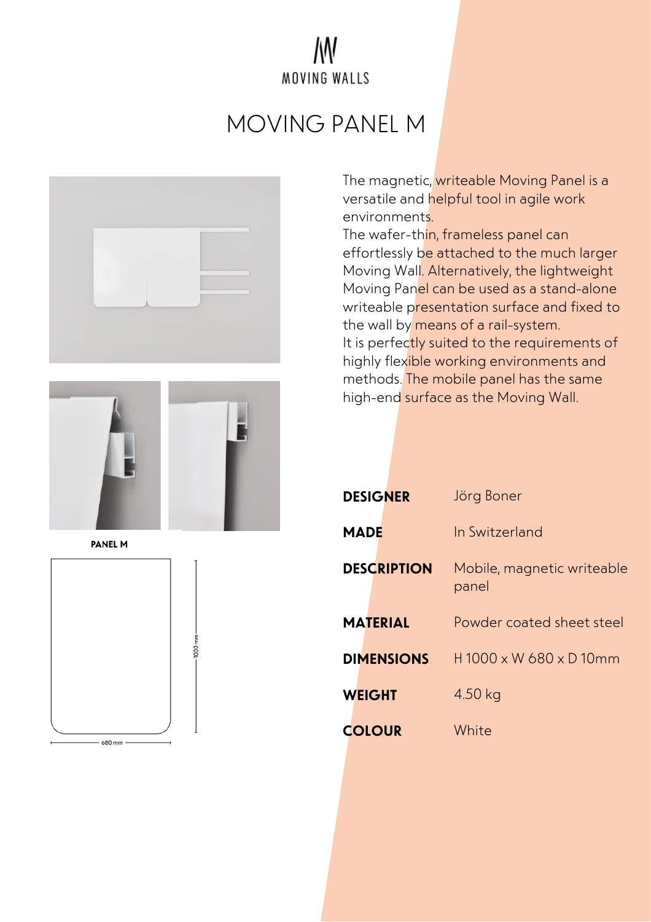MOVING WALLS

# MOVING PANEL M

PANEL M

680 mm

1000 mm

The magnetic, writeable Moving Panel is a versatile and helpful tool in agile work environments.
The wafer-thin, frameless panel can effortlessly be attached to the much larger Moving Wall. Alternatively, the lightweight Moving Panel can be used as a stand-alone writeable presentation surface and fixed to the wall by means of a rail-system.
It is perfectly suited to the requirements of highly flexible working environments and methods. The mobile panel has the same high-end surface as the Moving Wall.

| | |
|---|---|
| **DESIGNER** | Jörg Boner |
| **MADE** | In Switzerland |
| **DESCRIPTION** | Mobile, magnetic writeable panel |
| **MATERIAL** | Powder coated sheet steel |
| **DIMENSIONS** | H 1000 x W 680 x D 10mm |
| **WEIGHT** | 4.50 kg |
| **COLOUR** | White |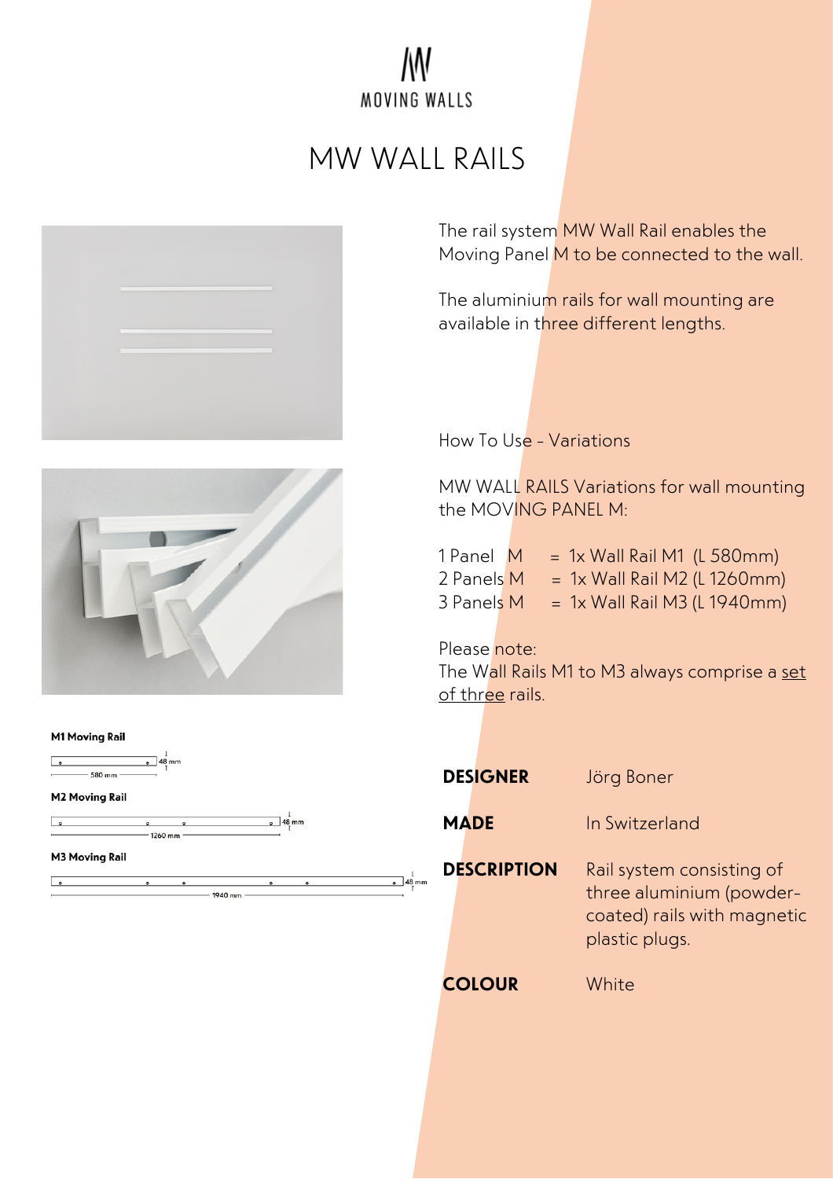MOVING WALLS

# MW WALL RAILS

The rail system MW Wall Rail enables the Moving Panel M to be connected to the wall.

The aluminium rails for wall mounting are available in three different lengths.

How To Use - Variations

MW WALL RAILS Variations for wall mounting the MOVING PANEL M:

1 Panel M = 1x Wall Rail M1 (L 580mm)
2 Panels M = 1x Wall Rail M2 (L 1260mm)
3 Panels M = 1x Wall Rail M3 (L 1940mm)

Please note:
The Wall Rails M1 to M3 always comprise a set of three rails.

**M1 Moving Rail**

48 mm
580 mm

**M2 Moving Rail**

48 mm
1260 mm

**M3 Moving Rail**

48 mm
1940 mm

| | |
|---|---|
| **DESIGNER** | Jörg Boner |
| **MADE** | In Switzerland |
| **DESCRIPTION** | Rail system consisting of three aluminium (powder-coated) rails with magnetic plastic plugs. |
| **COLOUR** | White |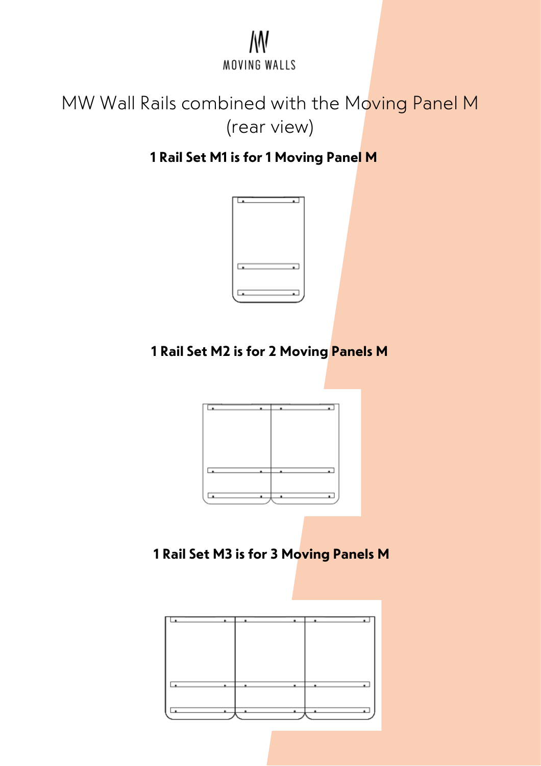MOVING WALLS

# MW Wall Rails combined with the Moving Panel M (rear view)

**1 Rail Set M1 is for 1 Moving Panel M**

**1 Rail Set M2 is for 2 Moving Panels M**

**1 Rail Set M3 is for 3 Moving Panels M**